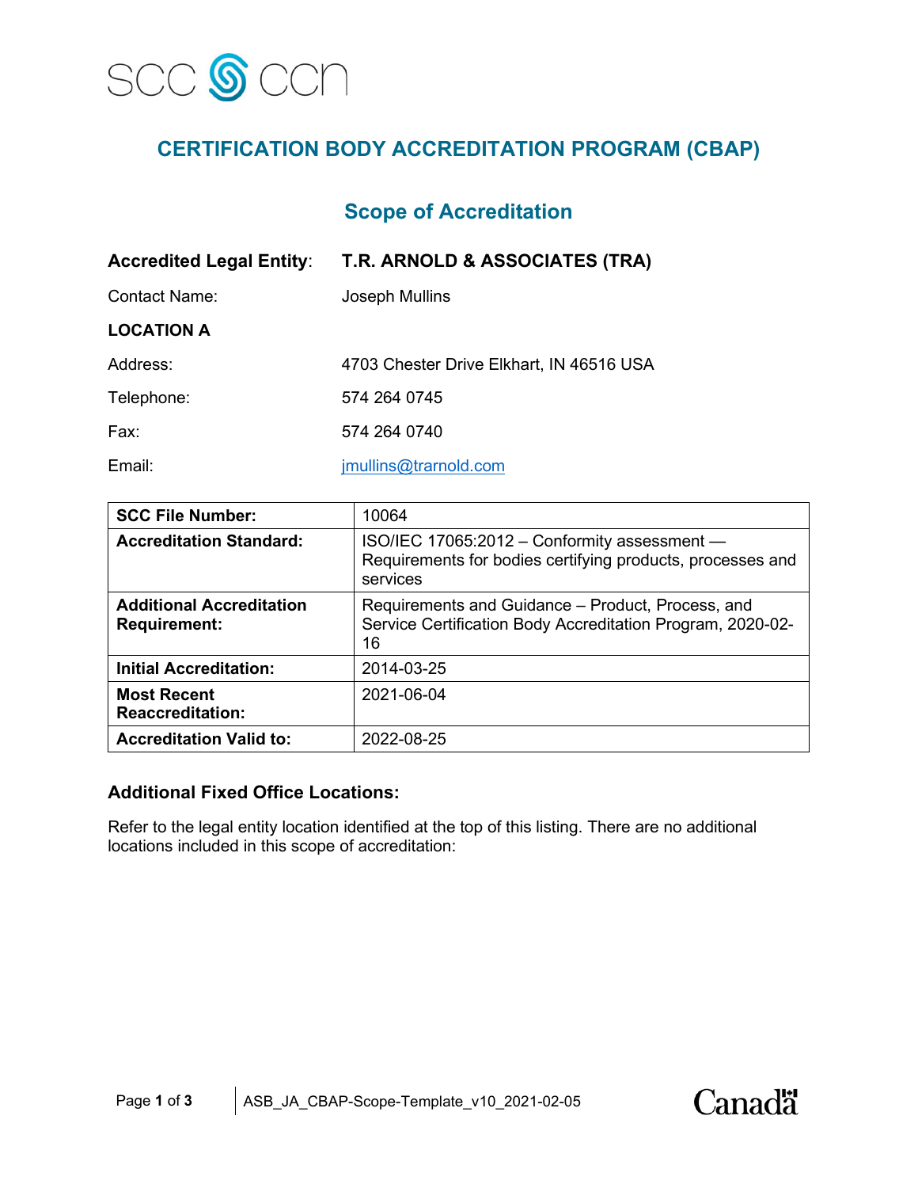SCC CCN

# CERTIFICATION BODY ACCREDITATION PROGRAM (CBAP)

## Scope of Accreditation

**Accredited Legal Entity**: **T.R. ARNOLD & ASSOCIATES (TRA)**

Contact Name: Joseph Mullins

**LOCATION A**

Address: 4703 Chester Drive Elkhart, IN 46516 USA

Telephone: 574 264 0745

Fax: 574 264 0740

Email: jmullins@trarnold.com

| | |
|---|---|
| **SCC File Number:** | 10064 |
| **Accreditation Standard:** | ISO/IEC 17065:2012 – Conformity assessment — Requirements for bodies certifying products, processes and services |
| **Additional Accreditation Requirement:** | Requirements and Guidance – Product, Process, and Service Certification Body Accreditation Program, 2020-02-16 |
| **Initial Accreditation:** | 2014-03-25 |
| **Most Recent Reaccreditation:** | 2021-06-04 |
| **Accreditation Valid to:** | 2022-08-25 |

### Additional Fixed Office Locations:

Refer to the legal entity location identified at the top of this listing. There are no additional locations included in this scope of accreditation: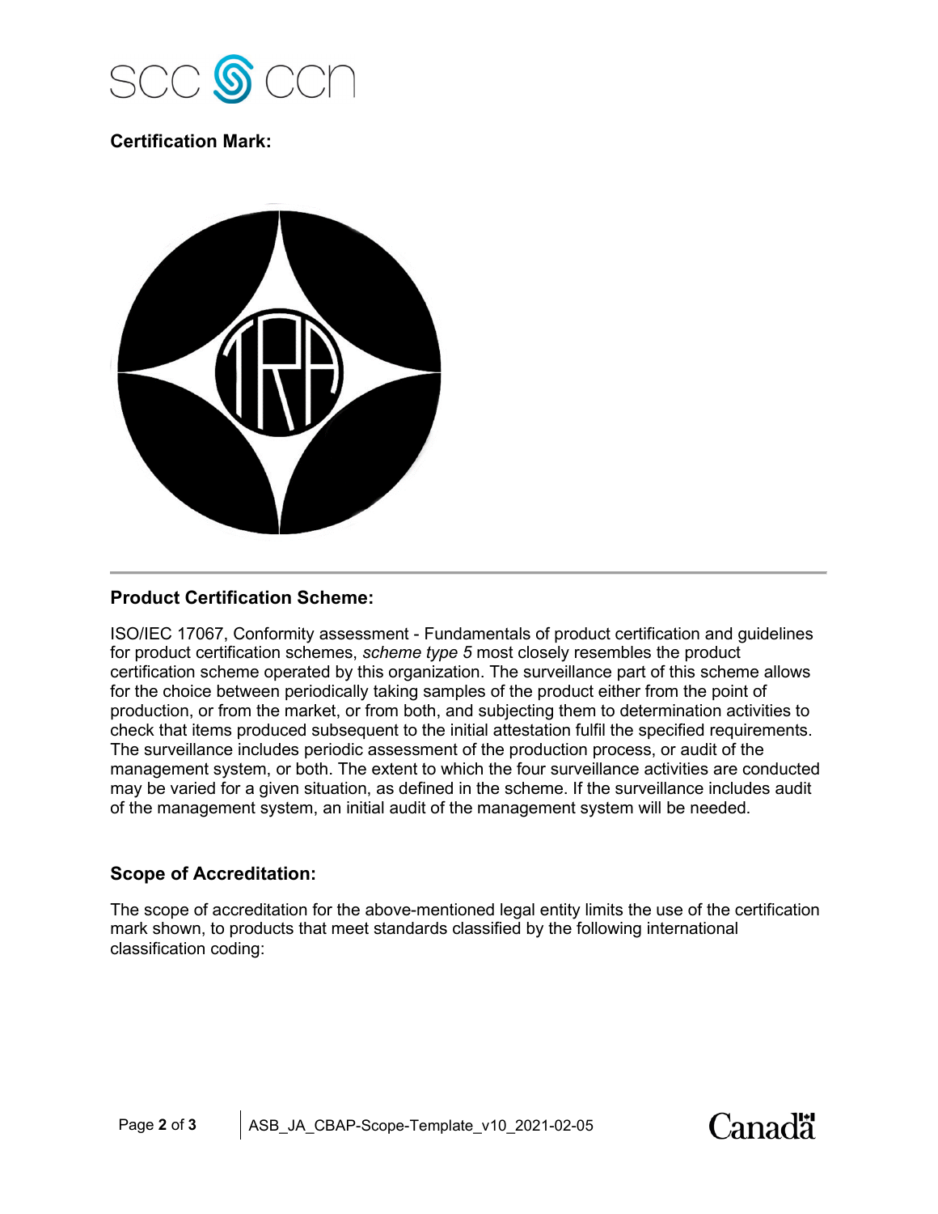**Certification Mark:**

**Product Certification Scheme:**

ISO/IEC 17067, Conformity assessment - Fundamentals of product certification and guidelines for product certification schemes, *scheme type 5* most closely resembles the product certification scheme operated by this organization. The surveillance part of this scheme allows for the choice between periodically taking samples of the product either from the point of production, or from the market, or from both, and subjecting them to determination activities to check that items produced subsequent to the initial attestation fulfil the specified requirements. The surveillance includes periodic assessment of the production process, or audit of the management system, or both. The extent to which the four surveillance activities are conducted may be varied for a given situation, as defined in the scheme. If the surveillance includes audit of the management system, an initial audit of the management system will be needed.

**Scope of Accreditation:**

The scope of accreditation for the above-mentioned legal entity limits the use of the certification mark shown, to products that meet standards classified by the following international classification coding: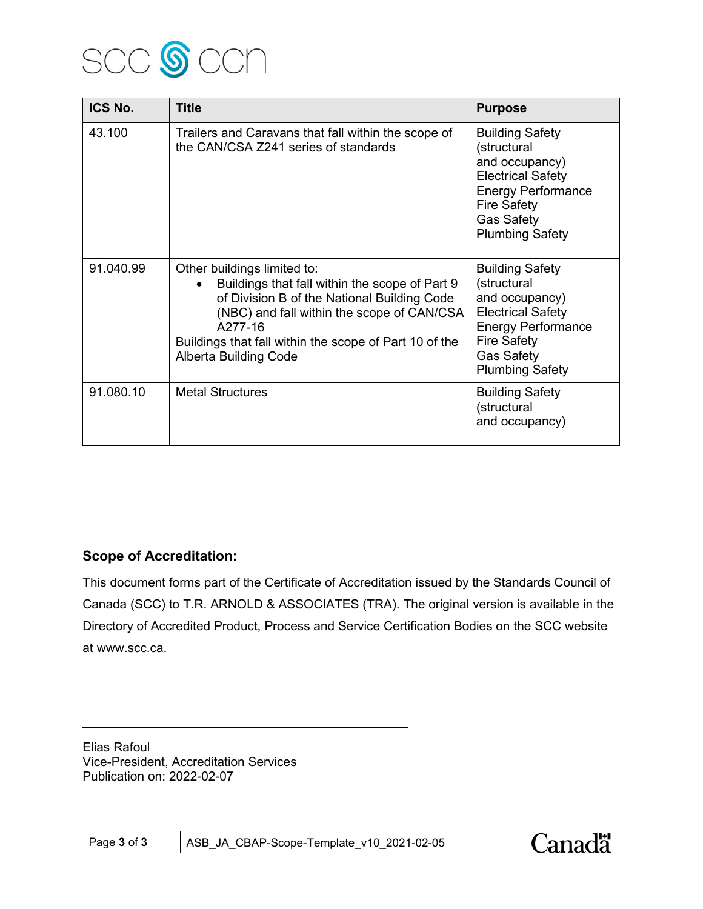| ICS No. | Title | Purpose |
| --- | --- | --- |
| 43.100 | Trailers and Caravans that fall within the scope of the CAN/CSA Z241 series of standards | Building Safety (structural and occupancy)<br>Electrical Safety<br>Energy Performance<br>Fire Safety<br>Gas Safety<br>Plumbing Safety |
| 91.040.99 | Other buildings limited to:<br>• Buildings that fall within the scope of Part 9 of Division B of the National Building Code (NBC) and fall within the scope of CAN/CSA A277-16<br>Buildings that fall within the scope of Part 10 of the Alberta Building Code | Building Safety (structural and occupancy)<br>Electrical Safety<br>Energy Performance<br>Fire Safety<br>Gas Safety<br>Plumbing Safety |
| 91.080.10 | Metal Structures | Building Safety (structural and occupancy) |

### Scope of Accreditation:

This document forms part of the Certificate of Accreditation issued by the Standards Council of Canada (SCC) to T.R. ARNOLD & ASSOCIATES (TRA). The original version is available in the Directory of Accredited Product, Process and Service Certification Bodies on the SCC website at www.scc.ca.

Elias Rafoul
Vice-President, Accreditation Services
Publication on: 2022-02-07